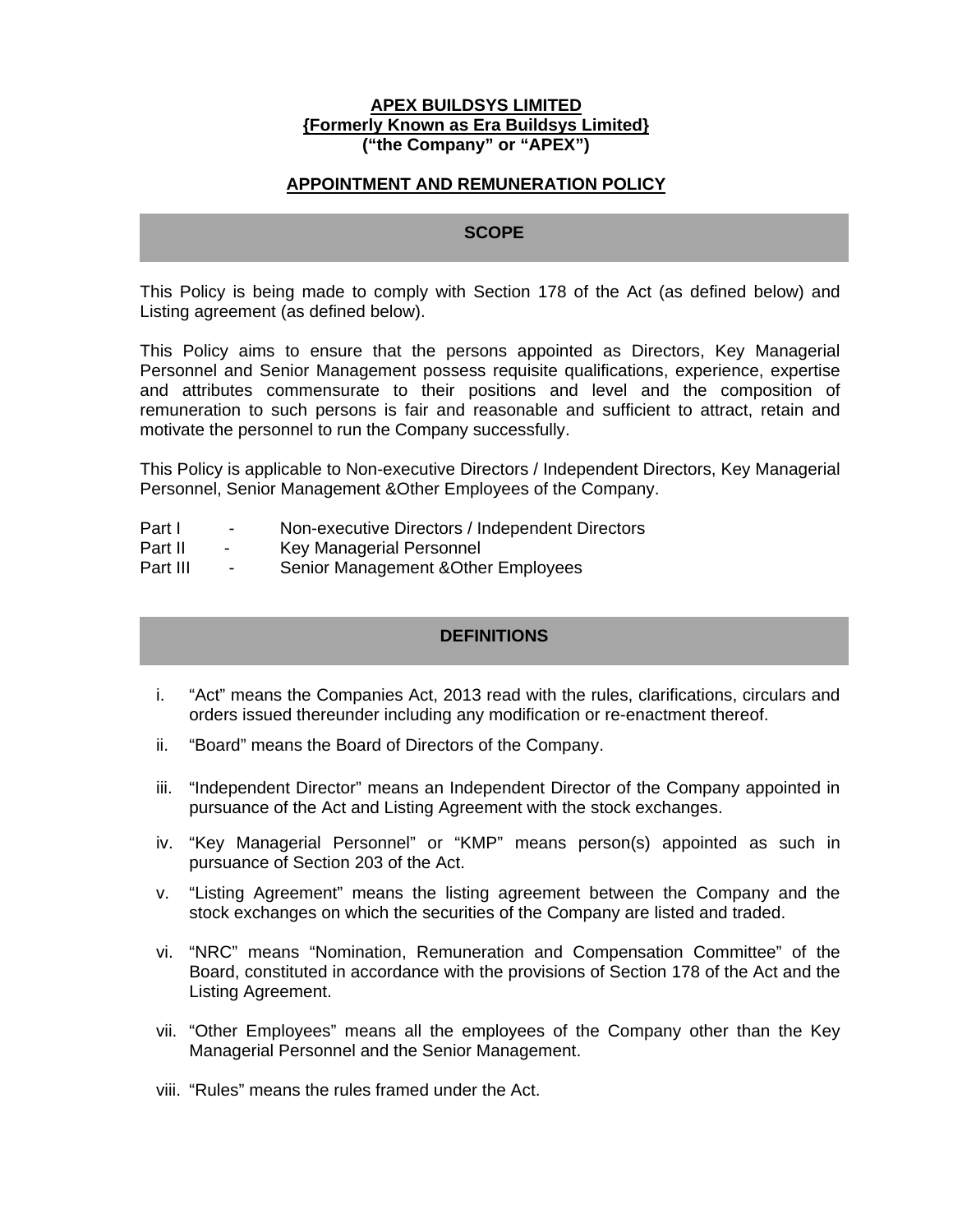**APEX BUILDSYS LIMITED**
**{Formerly Known as Era Buildsys Limited}**
**("the Company" or "APEX")**

# APPOINTMENT AND REMUNERATION POLICY

## SCOPE

This Policy is being made to comply with Section 178 of the Act (as defined below) and Listing agreement (as defined below).

This Policy aims to ensure that the persons appointed as Directors, Key Managerial Personnel and Senior Management possess requisite qualifications, experience, expertise and attributes commensurate to their positions and level and the composition of remuneration to such persons is fair and reasonable and sufficient to attract, retain and motivate the personnel to run the Company successfully.

This Policy is applicable to Non-executive Directors / Independent Directors, Key Managerial Personnel, Senior Management &Other Employees of the Company.

Part I - Non-executive Directors / Independent Directors
Part II - Key Managerial Personnel
Part III - Senior Management &Other Employees

## DEFINITIONS

i. "Act" means the Companies Act, 2013 read with the rules, clarifications, circulars and orders issued thereunder including any modification or re-enactment thereof.

ii. "Board" means the Board of Directors of the Company.

iii. "Independent Director" means an Independent Director of the Company appointed in pursuance of the Act and Listing Agreement with the stock exchanges.

iv. "Key Managerial Personnel" or "KMP" means person(s) appointed as such in pursuance of Section 203 of the Act.

v. "Listing Agreement" means the listing agreement between the Company and the stock exchanges on which the securities of the Company are listed and traded.

vi. "NRC" means "Nomination, Remuneration and Compensation Committee" of the Board, constituted in accordance with the provisions of Section 178 of the Act and the Listing Agreement.

vii. "Other Employees" means all the employees of the Company other than the Key Managerial Personnel and the Senior Management.

viii. "Rules" means the rules framed under the Act.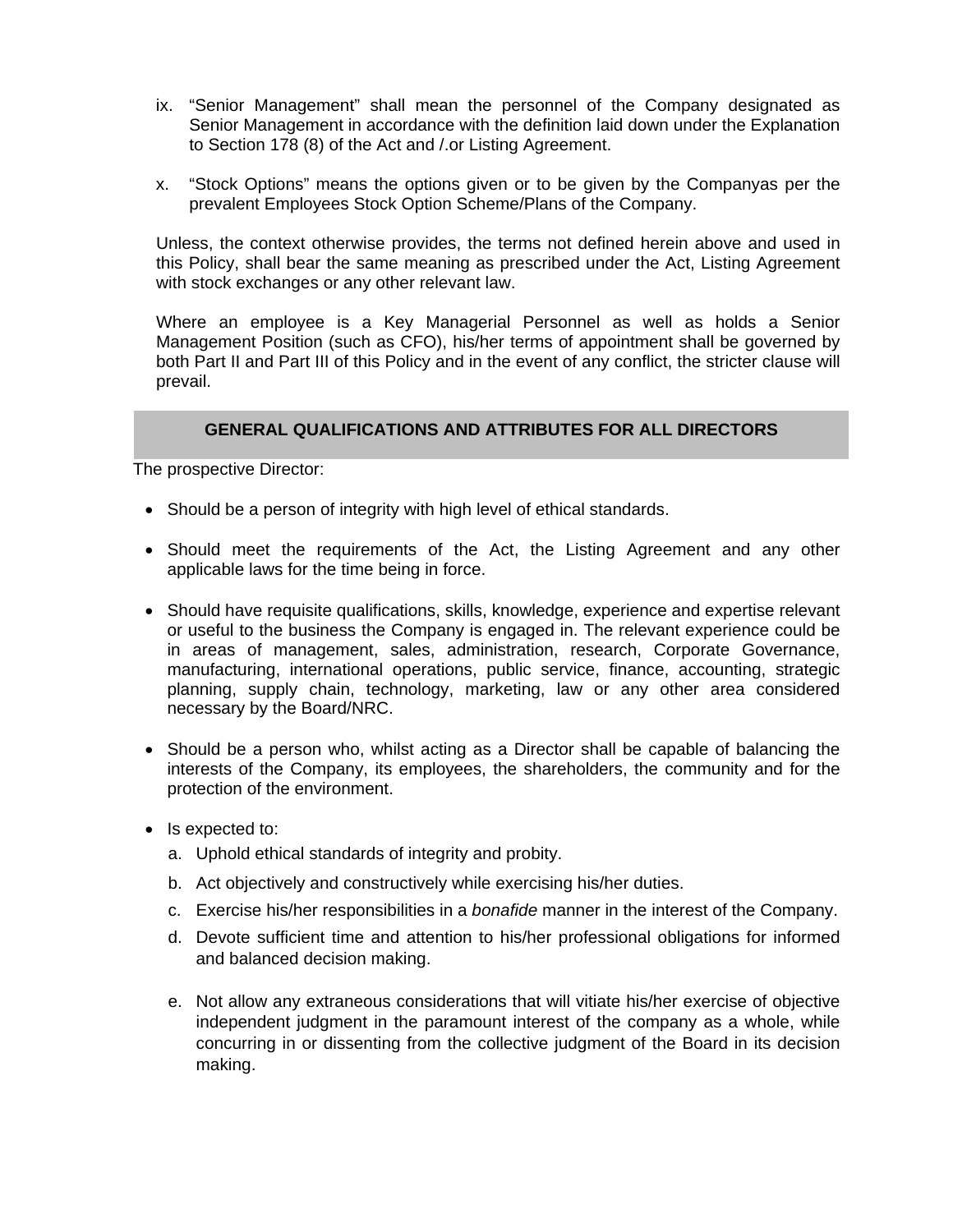ix. "Senior Management" shall mean the personnel of the Company designated as Senior Management in accordance with the definition laid down under the Explanation to Section 178 (8) of the Act and /.or Listing Agreement.

x. "Stock Options" means the options given or to be given by the Companyas per the prevalent Employees Stock Option Scheme/Plans of the Company.

Unless, the context otherwise provides, the terms not defined herein above and used in this Policy, shall bear the same meaning as prescribed under the Act, Listing Agreement with stock exchanges or any other relevant law.

Where an employee is a Key Managerial Personnel as well as holds a Senior Management Position (such as CFO), his/her terms of appointment shall be governed by both Part II and Part III of this Policy and in the event of any conflict, the stricter clause will prevail.

## GENERAL QUALIFICATIONS AND ATTRIBUTES FOR ALL DIRECTORS

The prospective Director:

- Should be a person of integrity with high level of ethical standards.
- Should meet the requirements of the Act, the Listing Agreement and any other applicable laws for the time being in force.
- Should have requisite qualifications, skills, knowledge, experience and expertise relevant or useful to the business the Company is engaged in. The relevant experience could be in areas of management, sales, administration, research, Corporate Governance, manufacturing, international operations, public service, finance, accounting, strategic planning, supply chain, technology, marketing, law or any other area considered necessary by the Board/NRC.
- Should be a person who, whilst acting as a Director shall be capable of balancing the interests of the Company, its employees, the shareholders, the community and for the protection of the environment.
- Is expected to:
  a. Uphold ethical standards of integrity and probity.
  b. Act objectively and constructively while exercising his/her duties.
  c. Exercise his/her responsibilities in a *bonafide* manner in the interest of the Company.
  d. Devote sufficient time and attention to his/her professional obligations for informed and balanced decision making.
  e. Not allow any extraneous considerations that will vitiate his/her exercise of objective independent judgment in the paramount interest of the company as a whole, while concurring in or dissenting from the collective judgment of the Board in its decision making.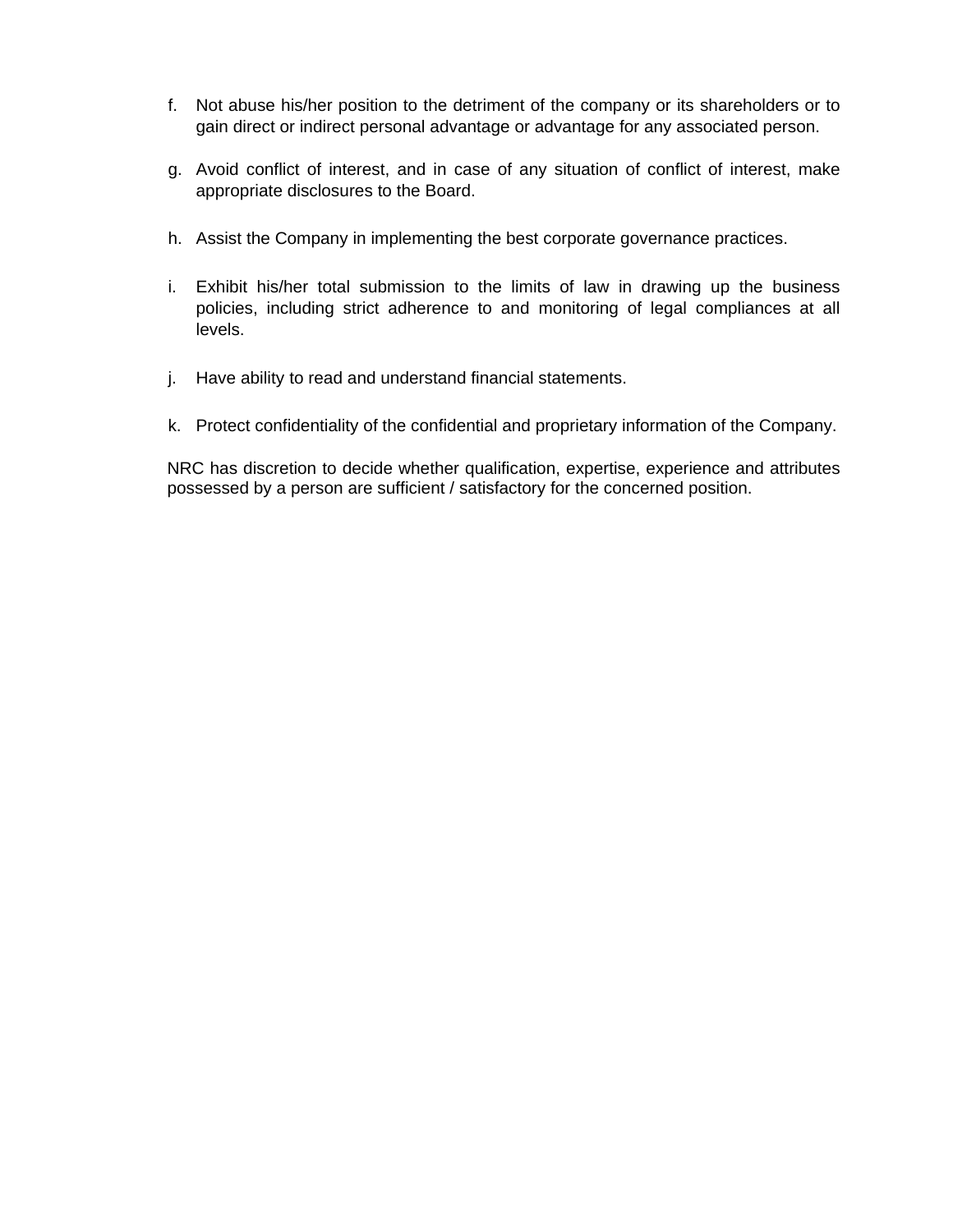f. Not abuse his/her position to the detriment of the company or its shareholders or to gain direct or indirect personal advantage or advantage for any associated person.

g. Avoid conflict of interest, and in case of any situation of conflict of interest, make appropriate disclosures to the Board.

h. Assist the Company in implementing the best corporate governance practices.

i. Exhibit his/her total submission to the limits of law in drawing up the business policies, including strict adherence to and monitoring of legal compliances at all levels.

j. Have ability to read and understand financial statements.

k. Protect confidentiality of the confidential and proprietary information of the Company.

NRC has discretion to decide whether qualification, expertise, experience and attributes possessed by a person are sufficient / satisfactory for the concerned position.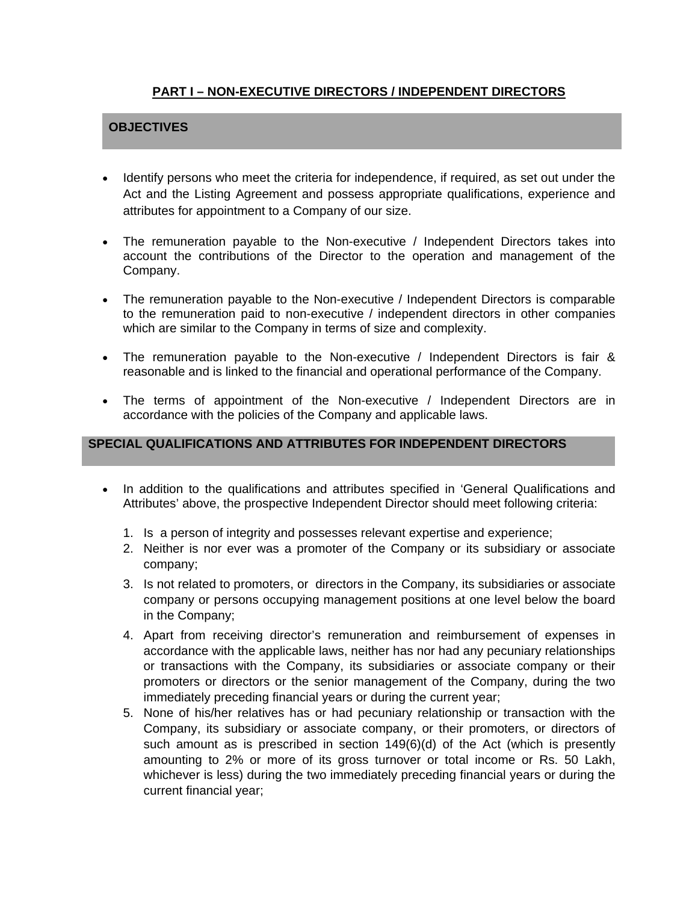## PART I – NON-EXECUTIVE DIRECTORS / INDEPENDENT DIRECTORS

### OBJECTIVES

- Identify persons who meet the criteria for independence, if required, as set out under the Act and the Listing Agreement and possess appropriate qualifications, experience and attributes for appointment to a Company of our size.
- The remuneration payable to the Non-executive / Independent Directors takes into account the contributions of the Director to the operation and management of the Company.
- The remuneration payable to the Non-executive / Independent Directors is comparable to the remuneration paid to non-executive / independent directors in other companies which are similar to the Company in terms of size and complexity.
- The remuneration payable to the Non-executive / Independent Directors is fair & reasonable and is linked to the financial and operational performance of the Company.
- The terms of appointment of the Non-executive / Independent Directors are in accordance with the policies of the Company and applicable laws.

### SPECIAL QUALIFICATIONS AND ATTRIBUTES FOR INDEPENDENT DIRECTORS

- In addition to the qualifications and attributes specified in 'General Qualifications and Attributes' above, the prospective Independent Director should meet following criteria:
  1. Is a person of integrity and possesses relevant expertise and experience;
  2. Neither is nor ever was a promoter of the Company or its subsidiary or associate company;
  3. Is not related to promoters, or directors in the Company, its subsidiaries or associate company or persons occupying management positions at one level below the board in the Company;
  4. Apart from receiving director's remuneration and reimbursement of expenses in accordance with the applicable laws, neither has nor had any pecuniary relationships or transactions with the Company, its subsidiaries or associate company or their promoters or directors or the senior management of the Company, during the two immediately preceding financial years or during the current year;
  5. None of his/her relatives has or had pecuniary relationship or transaction with the Company, its subsidiary or associate company, or their promoters, or directors of such amount as is prescribed in section 149(6)(d) of the Act (which is presently amounting to 2% or more of its gross turnover or total income or Rs. 50 Lakh, whichever is less) during the two immediately preceding financial years or during the current financial year;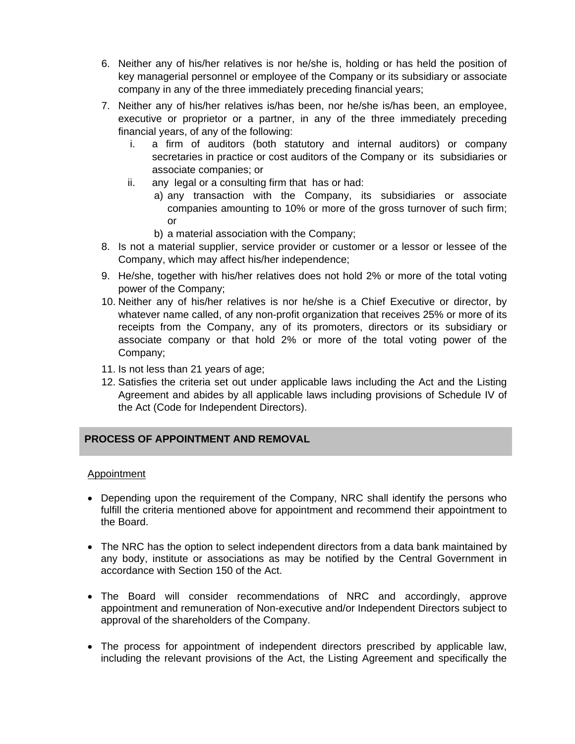6. Neither any of his/her relatives is nor he/she is, holding or has held the position of key managerial personnel or employee of the Company or its subsidiary or associate company in any of the three immediately preceding financial years;
7. Neither any of his/her relatives is/has been, nor he/she is/has been, an employee, executive or proprietor or a partner, in any of the three immediately preceding financial years, of any of the following:
   i. a firm of auditors (both statutory and internal auditors) or company secretaries in practice or cost auditors of the Company or its subsidiaries or associate companies; or
   ii. any legal or a consulting firm that has or had:
      a) any transaction with the Company, its subsidiaries or associate companies amounting to 10% or more of the gross turnover of such firm; or
      b) a material association with the Company;
8. Is not a material supplier, service provider or customer or a lessor or lessee of the Company, which may affect his/her independence;
9. He/she, together with his/her relatives does not hold 2% or more of the total voting power of the Company;
10. Neither any of his/her relatives is nor he/she is a Chief Executive or director, by whatever name called, of any non-profit organization that receives 25% or more of its receipts from the Company, any of its promoters, directors or its subsidiary or associate company or that hold 2% or more of the total voting power of the Company;
11. Is not less than 21 years of age;
12. Satisfies the criteria set out under applicable laws including the Act and the Listing Agreement and abides by all applicable laws including provisions of Schedule IV of the Act (Code for Independent Directors).

## PROCESS OF APPOINTMENT AND REMOVAL

Appointment

- Depending upon the requirement of the Company, NRC shall identify the persons who fulfill the criteria mentioned above for appointment and recommend their appointment to the Board.
- The NRC has the option to select independent directors from a data bank maintained by any body, institute or associations as may be notified by the Central Government in accordance with Section 150 of the Act.
- The Board will consider recommendations of NRC and accordingly, approve appointment and remuneration of Non-executive and/or Independent Directors subject to approval of the shareholders of the Company.
- The process for appointment of independent directors prescribed by applicable law, including the relevant provisions of the Act, the Listing Agreement and specifically the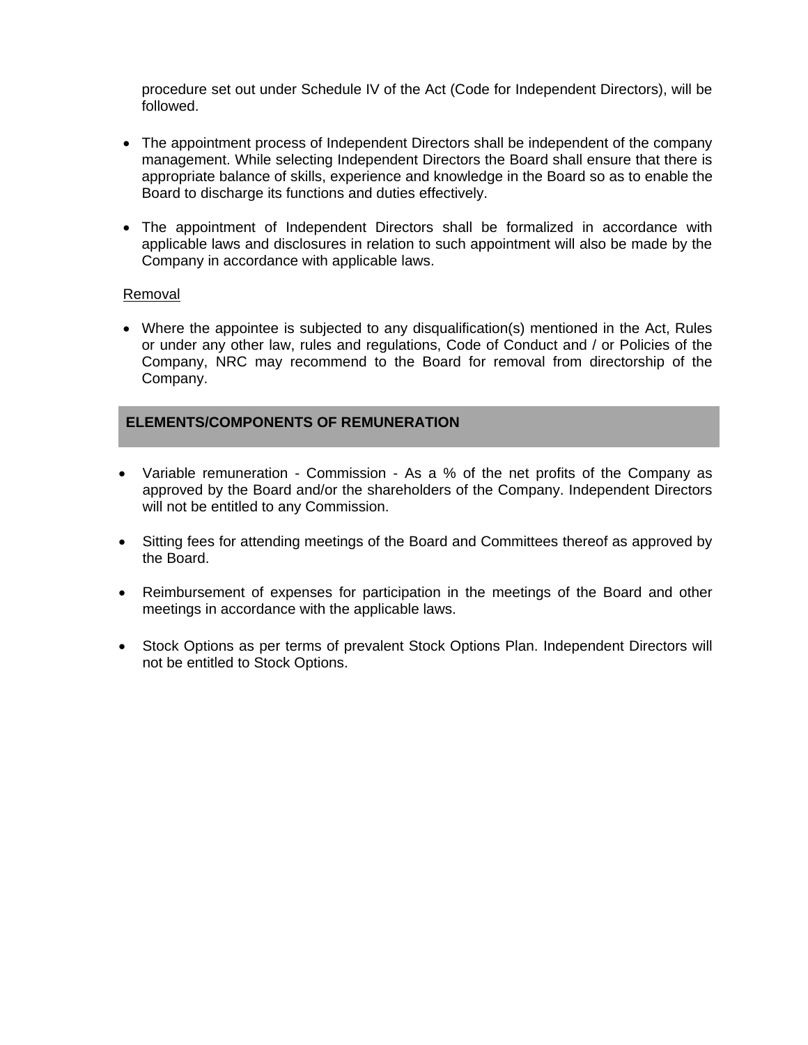procedure set out under Schedule IV of the Act (Code for Independent Directors), will be followed.

- The appointment process of Independent Directors shall be independent of the company management. While selecting Independent Directors the Board shall ensure that there is appropriate balance of skills, experience and knowledge in the Board so as to enable the Board to discharge its functions and duties effectively.

- The appointment of Independent Directors shall be formalized in accordance with applicable laws and disclosures in relation to such appointment will also be made by the Company in accordance with applicable laws.

Removal

- Where the appointee is subjected to any disqualification(s) mentioned in the Act, Rules or under any other law, rules and regulations, Code of Conduct and / or Policies of the Company, NRC may recommend to the Board for removal from directorship of the Company.

## ELEMENTS/COMPONENTS OF REMUNERATION

- Variable remuneration - Commission - As a % of the net profits of the Company as approved by the Board and/or the shareholders of the Company. Independent Directors will not be entitled to any Commission.

- Sitting fees for attending meetings of the Board and Committees thereof as approved by the Board.

- Reimbursement of expenses for participation in the meetings of the Board and other meetings in accordance with the applicable laws.

- Stock Options as per terms of prevalent Stock Options Plan. Independent Directors will not be entitled to Stock Options.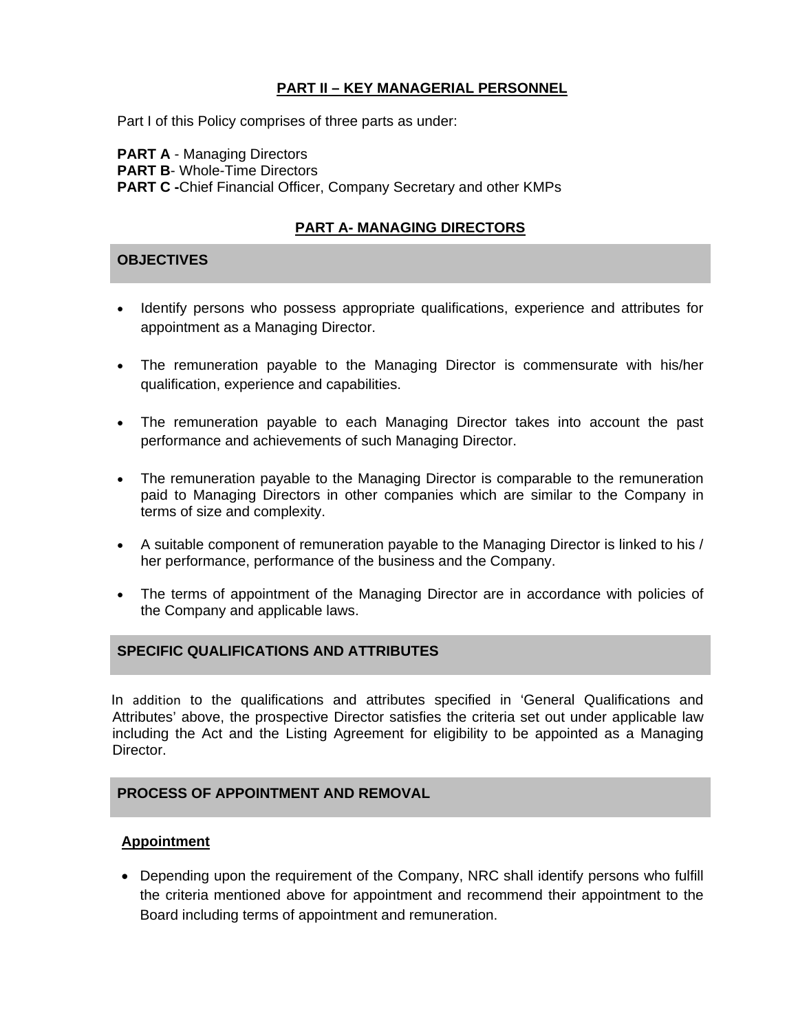## PART II – KEY MANAGERIAL PERSONNEL

Part I of this Policy comprises of three parts as under:

**PART A** - Managing Directors
**PART B**- Whole-Time Directors
**PART C -**Chief Financial Officer, Company Secretary and other KMPs

### PART A- MANAGING DIRECTORS

#### OBJECTIVES

- Identify persons who possess appropriate qualifications, experience and attributes for appointment as a Managing Director.
- The remuneration payable to the Managing Director is commensurate with his/her qualification, experience and capabilities.
- The remuneration payable to each Managing Director takes into account the past performance and achievements of such Managing Director.
- The remuneration payable to the Managing Director is comparable to the remuneration paid to Managing Directors in other companies which are similar to the Company in terms of size and complexity.
- A suitable component of remuneration payable to the Managing Director is linked to his / her performance, performance of the business and the Company.
- The terms of appointment of the Managing Director are in accordance with policies of the Company and applicable laws.

#### SPECIFIC QUALIFICATIONS AND ATTRIBUTES

In addition to the qualifications and attributes specified in 'General Qualifications and Attributes' above, the prospective Director satisfies the criteria set out under applicable law including the Act and the Listing Agreement for eligibility to be appointed as a Managing Director.

#### PROCESS OF APPOINTMENT AND REMOVAL

**Appointment**

- Depending upon the requirement of the Company, NRC shall identify persons who fulfill the criteria mentioned above for appointment and recommend their appointment to the Board including terms of appointment and remuneration.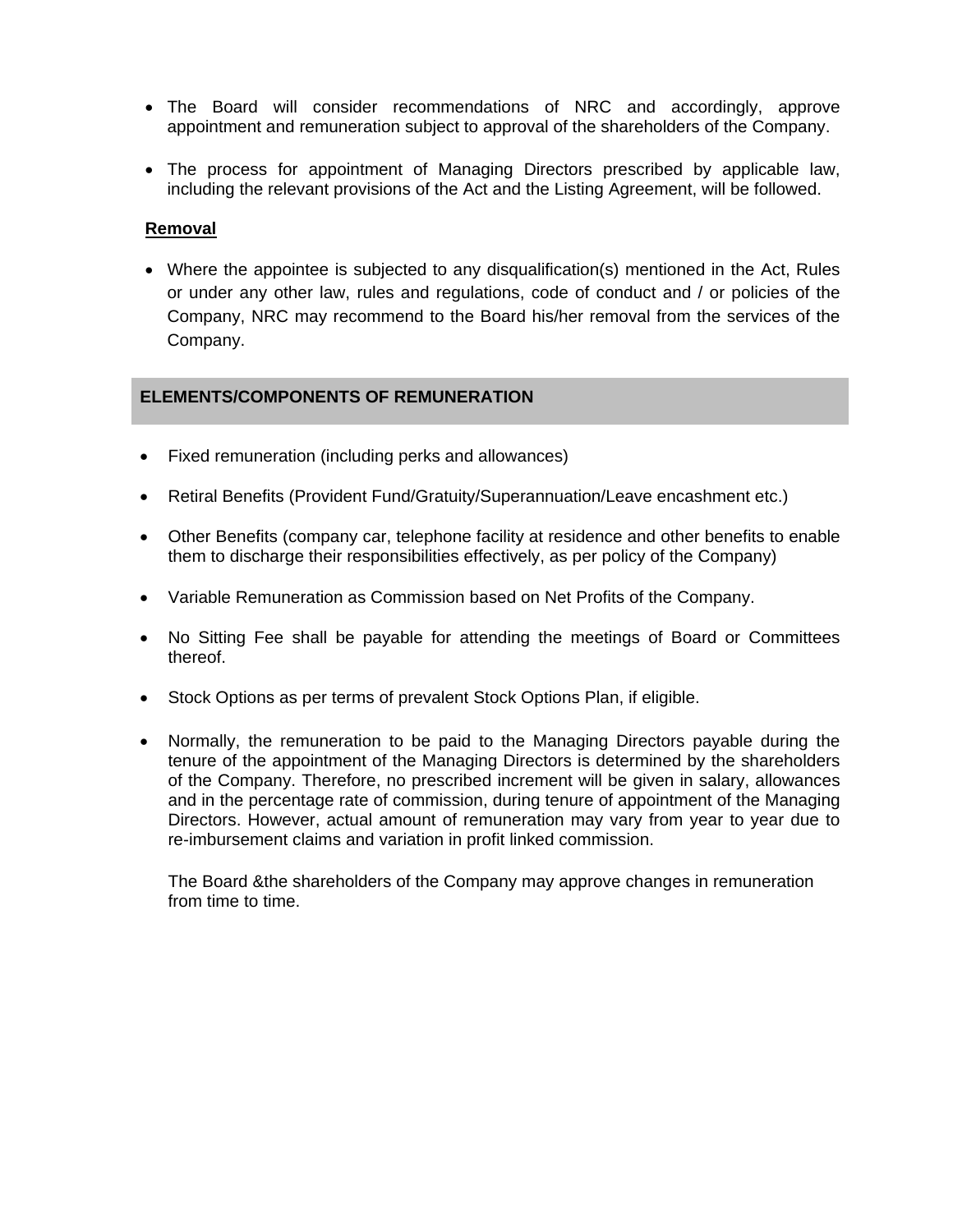- The Board will consider recommendations of NRC and accordingly, approve appointment and remuneration subject to approval of the shareholders of the Company.

- The process for appointment of Managing Directors prescribed by applicable law, including the relevant provisions of the Act and the Listing Agreement, will be followed.

**Removal**

- Where the appointee is subjected to any disqualification(s) mentioned in the Act, Rules or under any other law, rules and regulations, code of conduct and / or policies of the Company, NRC may recommend to the Board his/her removal from the services of the Company.

## ELEMENTS/COMPONENTS OF REMUNERATION

- Fixed remuneration (including perks and allowances)

- Retiral Benefits (Provident Fund/Gratuity/Superannuation/Leave encashment etc.)

- Other Benefits (company car, telephone facility at residence and other benefits to enable them to discharge their responsibilities effectively, as per policy of the Company)

- Variable Remuneration as Commission based on Net Profits of the Company.

- No Sitting Fee shall be payable for attending the meetings of Board or Committees thereof.

- Stock Options as per terms of prevalent Stock Options Plan, if eligible.

- Normally, the remuneration to be paid to the Managing Directors payable during the tenure of the appointment of the Managing Directors is determined by the shareholders of the Company. Therefore, no prescribed increment will be given in salary, allowances and in the percentage rate of commission, during tenure of appointment of the Managing Directors. However, actual amount of remuneration may vary from year to year due to re-imbursement claims and variation in profit linked commission.

  The Board &the shareholders of the Company may approve changes in remuneration from time to time.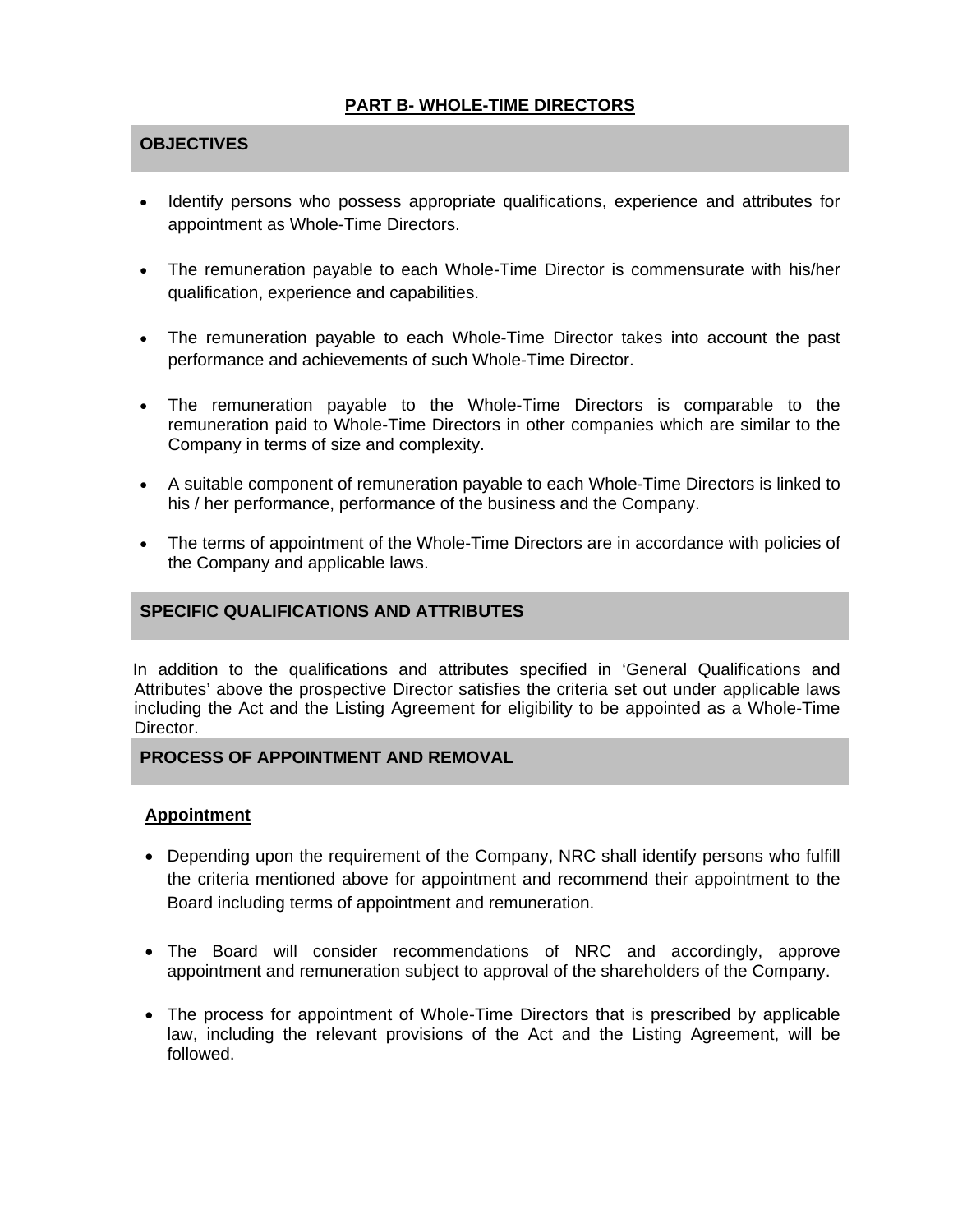## PART B- WHOLE-TIME DIRECTORS

### OBJECTIVES

- Identify persons who possess appropriate qualifications, experience and attributes for appointment as Whole-Time Directors.
- The remuneration payable to each Whole-Time Director is commensurate with his/her qualification, experience and capabilities.
- The remuneration payable to each Whole-Time Director takes into account the past performance and achievements of such Whole-Time Director.
- The remuneration payable to the Whole-Time Directors is comparable to the remuneration paid to Whole-Time Directors in other companies which are similar to the Company in terms of size and complexity.
- A suitable component of remuneration payable to each Whole-Time Directors is linked to his / her performance, performance of the business and the Company.
- The terms of appointment of the Whole-Time Directors are in accordance with policies of the Company and applicable laws.

### SPECIFIC QUALIFICATIONS AND ATTRIBUTES

In addition to the qualifications and attributes specified in 'General Qualifications and Attributes' above the prospective Director satisfies the criteria set out under applicable laws including the Act and the Listing Agreement for eligibility to be appointed as a Whole-Time Director.

### PROCESS OF APPOINTMENT AND REMOVAL

**Appointment**

- Depending upon the requirement of the Company, NRC shall identify persons who fulfill the criteria mentioned above for appointment and recommend their appointment to the Board including terms of appointment and remuneration.
- The Board will consider recommendations of NRC and accordingly, approve appointment and remuneration subject to approval of the shareholders of the Company.
- The process for appointment of Whole-Time Directors that is prescribed by applicable law, including the relevant provisions of the Act and the Listing Agreement, will be followed.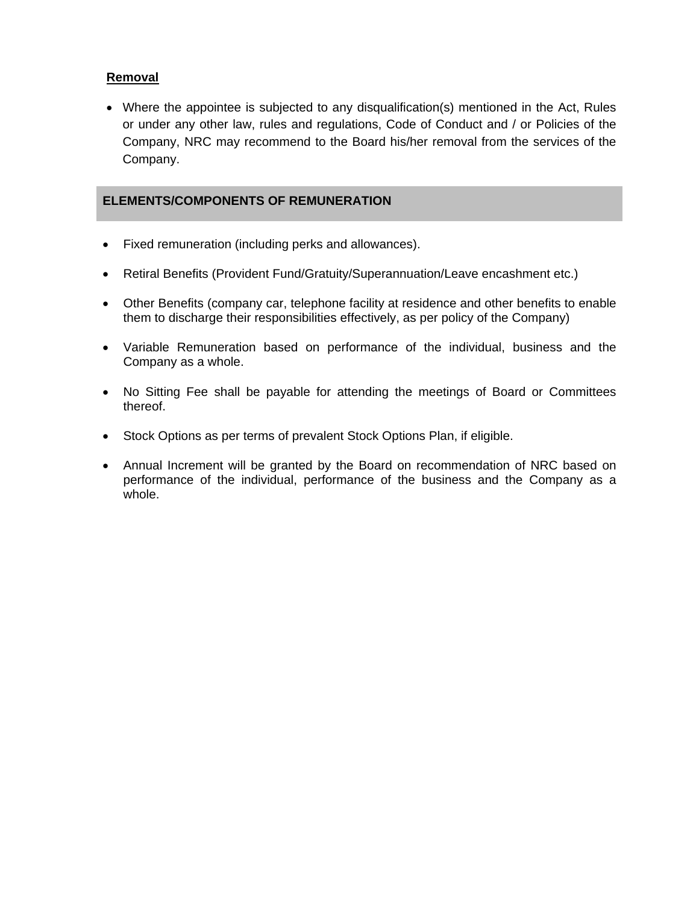**Removal**

- Where the appointee is subjected to any disqualification(s) mentioned in the Act, Rules or under any other law, rules and regulations, Code of Conduct and / or Policies of the Company, NRC may recommend to the Board his/her removal from the services of the Company.

## ELEMENTS/COMPONENTS OF REMUNERATION

- Fixed remuneration (including perks and allowances).
- Retiral Benefits (Provident Fund/Gratuity/Superannuation/Leave encashment etc.)
- Other Benefits (company car, telephone facility at residence and other benefits to enable them to discharge their responsibilities effectively, as per policy of the Company)
- Variable Remuneration based on performance of the individual, business and the Company as a whole.
- No Sitting Fee shall be payable for attending the meetings of Board or Committees thereof.
- Stock Options as per terms of prevalent Stock Options Plan, if eligible.
- Annual Increment will be granted by the Board on recommendation of NRC based on performance of the individual, performance of the business and the Company as a whole.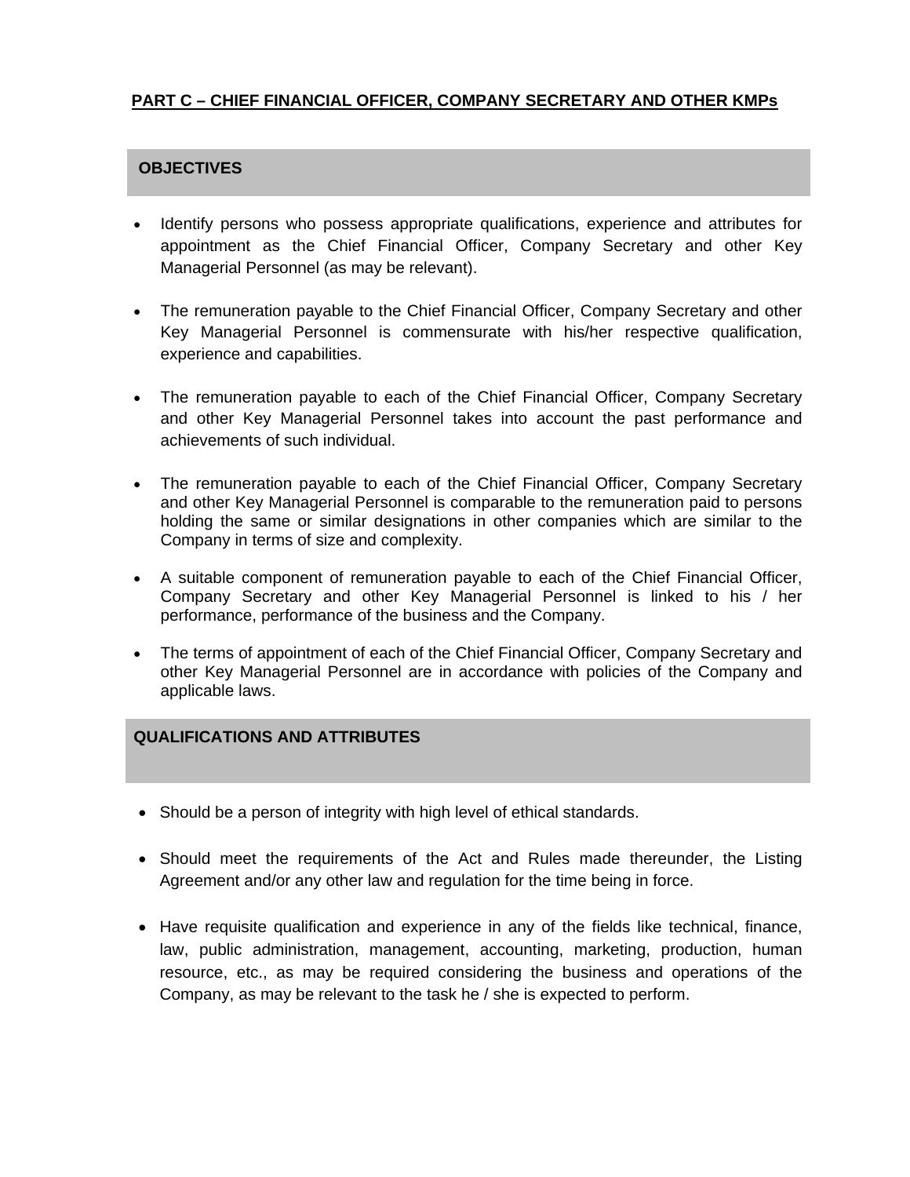**PART C – CHIEF FINANCIAL OFFICER, COMPANY SECRETARY AND OTHER KMPs**

## OBJECTIVES

- Identify persons who possess appropriate qualifications, experience and attributes for appointment as the Chief Financial Officer, Company Secretary and other Key Managerial Personnel (as may be relevant).
- The remuneration payable to the Chief Financial Officer, Company Secretary and other Key Managerial Personnel is commensurate with his/her respective qualification, experience and capabilities.
- The remuneration payable to each of the Chief Financial Officer, Company Secretary and other Key Managerial Personnel takes into account the past performance and achievements of such individual.
- The remuneration payable to each of the Chief Financial Officer, Company Secretary and other Key Managerial Personnel is comparable to the remuneration paid to persons holding the same or similar designations in other companies which are similar to the Company in terms of size and complexity.
- A suitable component of remuneration payable to each of the Chief Financial Officer, Company Secretary and other Key Managerial Personnel is linked to his / her performance, performance of the business and the Company.
- The terms of appointment of each of the Chief Financial Officer, Company Secretary and other Key Managerial Personnel are in accordance with policies of the Company and applicable laws.

## QUALIFICATIONS AND ATTRIBUTES

- Should be a person of integrity with high level of ethical standards.
- Should meet the requirements of the Act and Rules made thereunder, the Listing Agreement and/or any other law and regulation for the time being in force.
- Have requisite qualification and experience in any of the fields like technical, finance, law, public administration, management, accounting, marketing, production, human resource, etc., as may be required considering the business and operations of the Company, as may be relevant to the task he / she is expected to perform.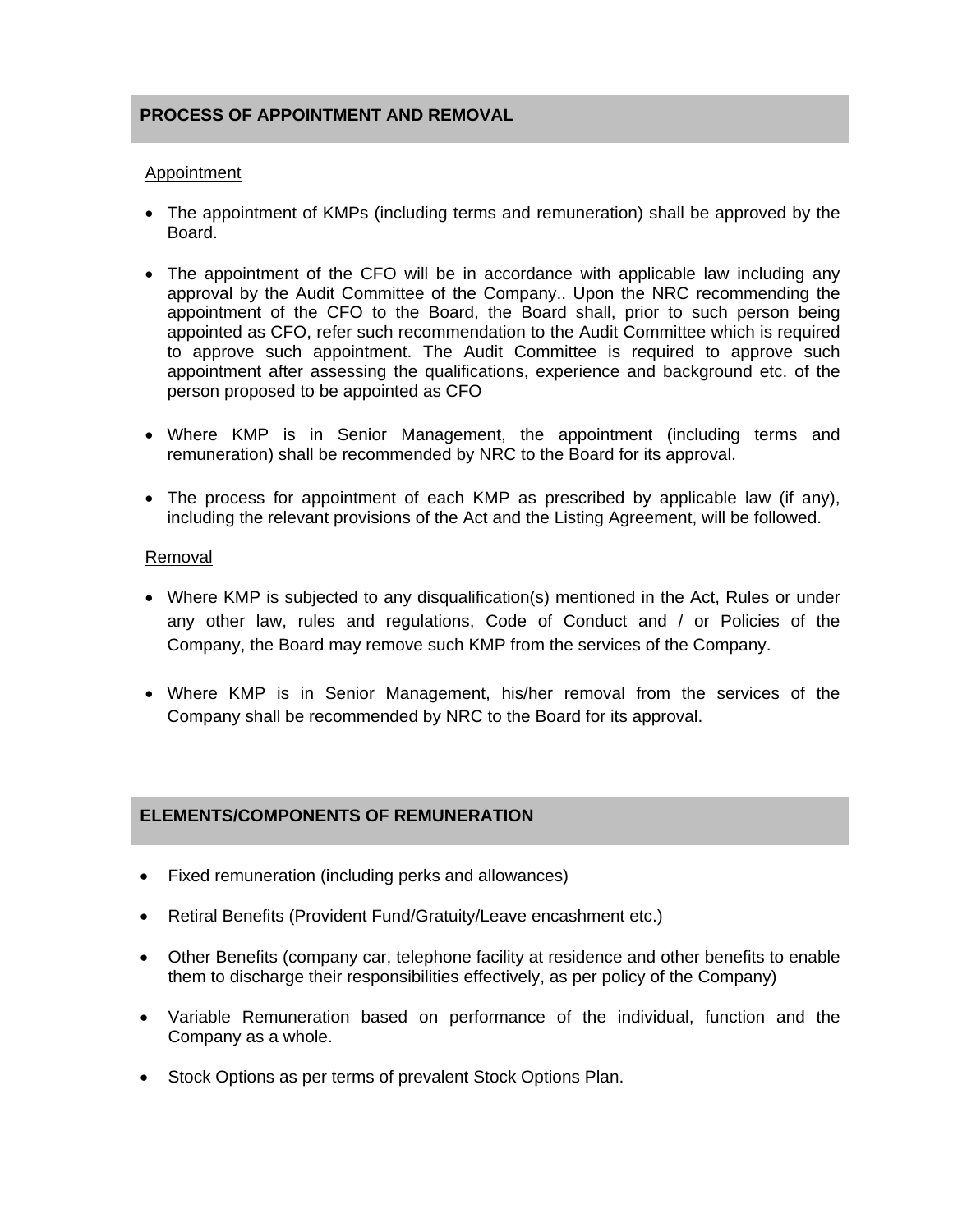## PROCESS OF APPOINTMENT AND REMOVAL

Appointment

- The appointment of KMPs (including terms and remuneration) shall be approved by the Board.

- The appointment of the CFO will be in accordance with applicable law including any approval by the Audit Committee of the Company.. Upon the NRC recommending the appointment of the CFO to the Board, the Board shall, prior to such person being appointed as CFO, refer such recommendation to the Audit Committee which is required to approve such appointment. The Audit Committee is required to approve such appointment after assessing the qualifications, experience and background etc. of the person proposed to be appointed as CFO

- Where KMP is in Senior Management, the appointment (including terms and remuneration) shall be recommended by NRC to the Board for its approval.

- The process for appointment of each KMP as prescribed by applicable law (if any), including the relevant provisions of the Act and the Listing Agreement, will be followed.

Removal

- Where KMP is subjected to any disqualification(s) mentioned in the Act, Rules or under any other law, rules and regulations, Code of Conduct and / or Policies of the Company, the Board may remove such KMP from the services of the Company.

- Where KMP is in Senior Management, his/her removal from the services of the Company shall be recommended by NRC to the Board for its approval.

## ELEMENTS/COMPONENTS OF REMUNERATION

- Fixed remuneration (including perks and allowances)

- Retiral Benefits (Provident Fund/Gratuity/Leave encashment etc.)

- Other Benefits (company car, telephone facility at residence and other benefits to enable them to discharge their responsibilities effectively, as per policy of the Company)

- Variable Remuneration based on performance of the individual, function and the Company as a whole.

- Stock Options as per terms of prevalent Stock Options Plan.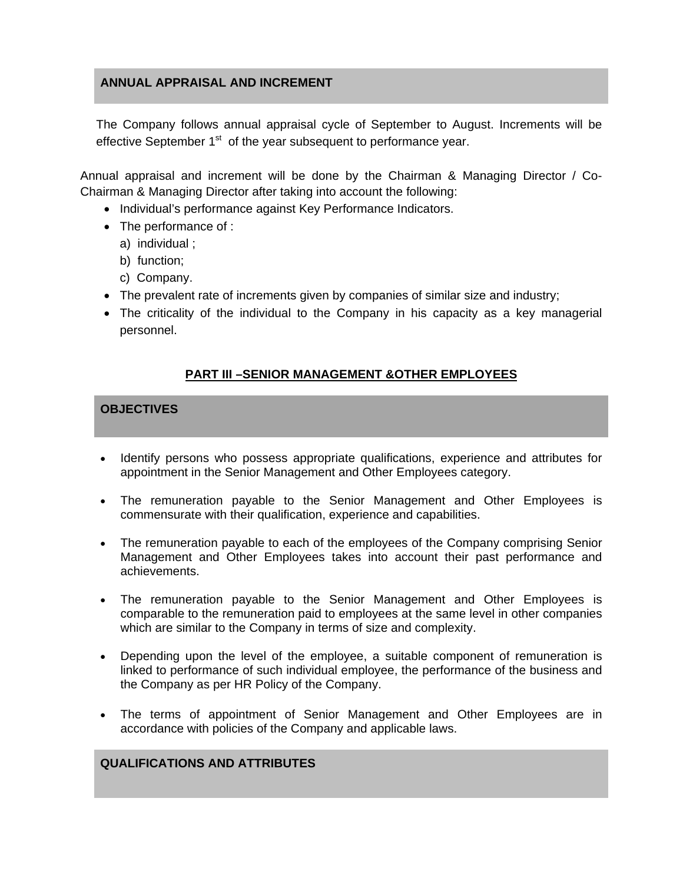### ANNUAL APPRAISAL AND INCREMENT

The Company follows annual appraisal cycle of September to August. Increments will be effective September 1st of the year subsequent to performance year.

Annual appraisal and increment will be done by the Chairman & Managing Director / Co-Chairman & Managing Director after taking into account the following:

- Individual's performance against Key Performance Indicators.
- The performance of :
  a) individual ;
  b) function;
  c) Company.
- The prevalent rate of increments given by companies of similar size and industry;
- The criticality of the individual to the Company in his capacity as a key managerial personnel.

## PART III –SENIOR MANAGEMENT &OTHER EMPLOYEES

### OBJECTIVES

- Identify persons who possess appropriate qualifications, experience and attributes for appointment in the Senior Management and Other Employees category.
- The remuneration payable to the Senior Management and Other Employees is commensurate with their qualification, experience and capabilities.
- The remuneration payable to each of the employees of the Company comprising Senior Management and Other Employees takes into account their past performance and achievements.
- The remuneration payable to the Senior Management and Other Employees is comparable to the remuneration paid to employees at the same level in other companies which are similar to the Company in terms of size and complexity.
- Depending upon the level of the employee, a suitable component of remuneration is linked to performance of such individual employee, the performance of the business and the Company as per HR Policy of the Company.
- The terms of appointment of Senior Management and Other Employees are in accordance with policies of the Company and applicable laws.

### QUALIFICATIONS AND ATTRIBUTES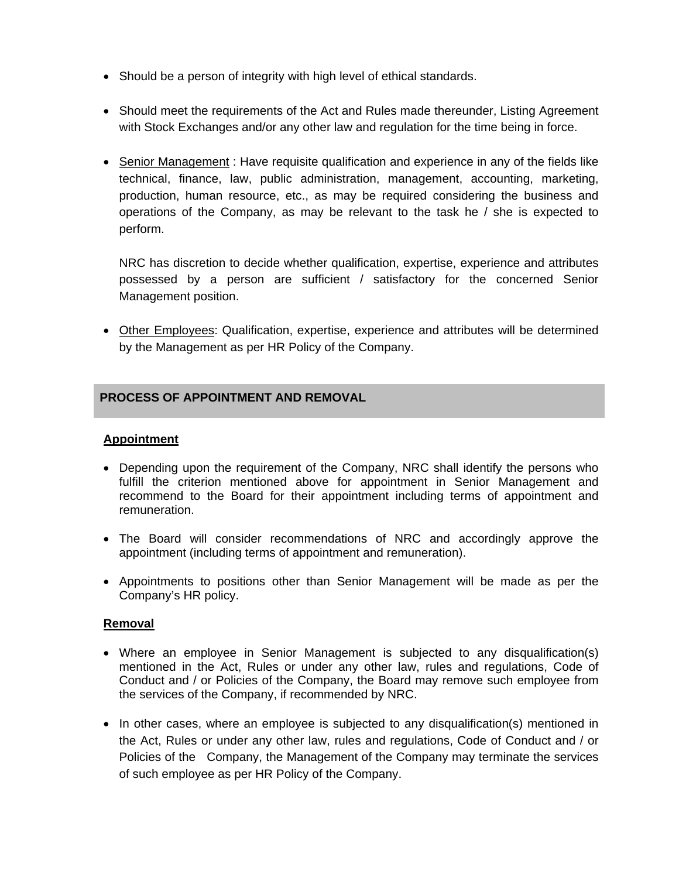- Should be a person of integrity with high level of ethical standards.

- Should meet the requirements of the Act and Rules made thereunder, Listing Agreement with Stock Exchanges and/or any other law and regulation for the time being in force.

- Senior Management : Have requisite qualification and experience in any of the fields like technical, finance, law, public administration, management, accounting, marketing, production, human resource, etc., as may be required considering the business and operations of the Company, as may be relevant to the task he / she is expected to perform.

  NRC has discretion to decide whether qualification, expertise, experience and attributes possessed by a person are sufficient / satisfactory for the concerned Senior Management position.

- Other Employees: Qualification, expertise, experience and attributes will be determined by the Management as per HR Policy of the Company.

## PROCESS OF APPOINTMENT AND REMOVAL

### Appointment

- Depending upon the requirement of the Company, NRC shall identify the persons who fulfill the criterion mentioned above for appointment in Senior Management and recommend to the Board for their appointment including terms of appointment and remuneration.

- The Board will consider recommendations of NRC and accordingly approve the appointment (including terms of appointment and remuneration).

- Appointments to positions other than Senior Management will be made as per the Company's HR policy.

### Removal

- Where an employee in Senior Management is subjected to any disqualification(s) mentioned in the Act, Rules or under any other law, rules and regulations, Code of Conduct and / or Policies of the Company, the Board may remove such employee from the services of the Company, if recommended by NRC.

- In other cases, where an employee is subjected to any disqualification(s) mentioned in the Act, Rules or under any other law, rules and regulations, Code of Conduct and / or Policies of the Company, the Management of the Company may terminate the services of such employee as per HR Policy of the Company.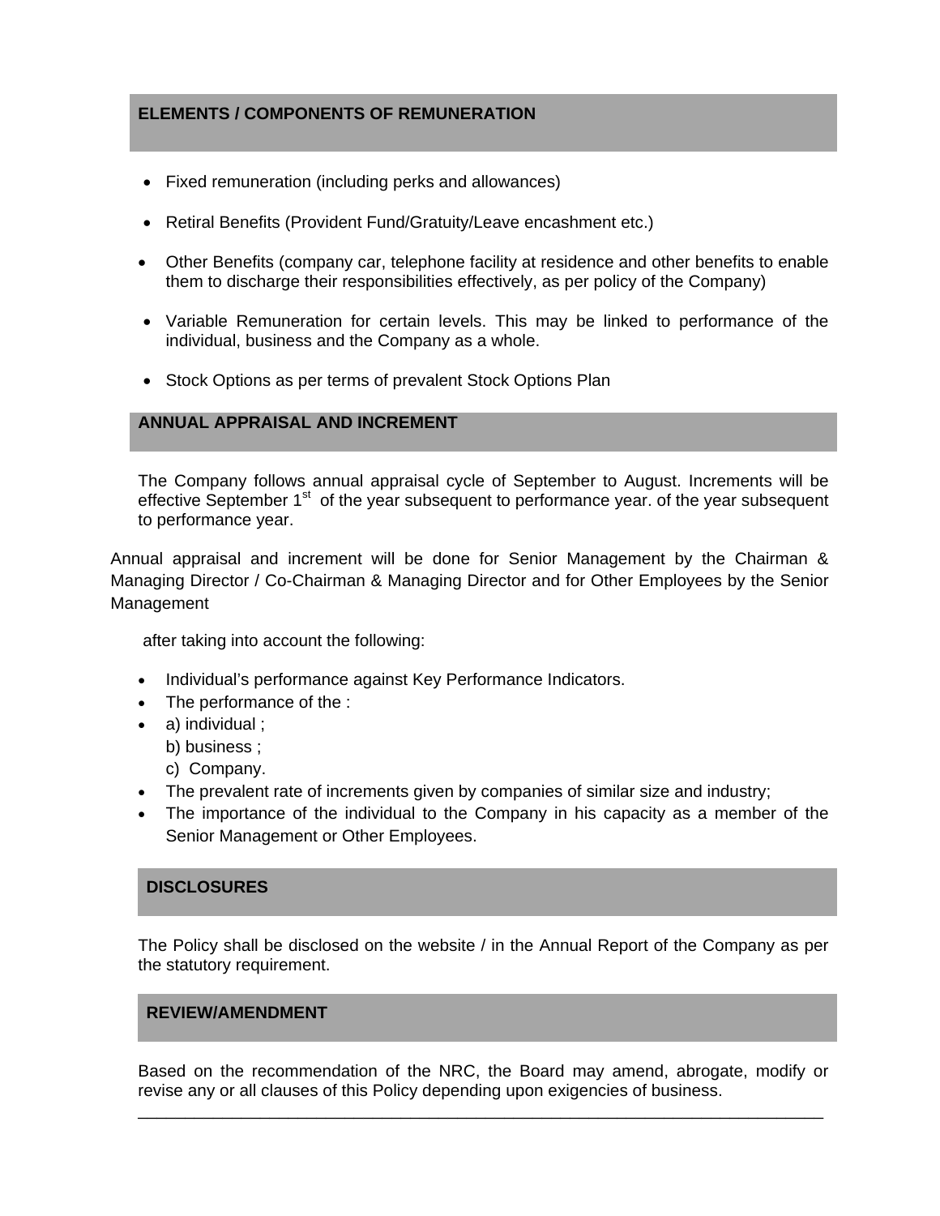## ELEMENTS / COMPONENTS OF REMUNERATION

- Fixed remuneration (including perks and allowances)
- Retiral Benefits (Provident Fund/Gratuity/Leave encashment etc.)
- Other Benefits (company car, telephone facility at residence and other benefits to enable them to discharge their responsibilities effectively, as per policy of the Company)
- Variable Remuneration for certain levels. This may be linked to performance of the individual, business and the Company as a whole.
- Stock Options as per terms of prevalent Stock Options Plan

## ANNUAL APPRAISAL AND INCREMENT

The Company follows annual appraisal cycle of September to August. Increments will be effective September 1st of the year subsequent to performance year. of the year subsequent to performance year.

Annual appraisal and increment will be done for Senior Management by the Chairman & Managing Director / Co-Chairman & Managing Director and for Other Employees by the Senior Management

after taking into account the following:

- Individual's performance against Key Performance Indicators.
- The performance of the :
- a) individual ;
  b) business ;
  c) Company.
- The prevalent rate of increments given by companies of similar size and industry;
- The importance of the individual to the Company in his capacity as a member of the Senior Management or Other Employees.

## DISCLOSURES

The Policy shall be disclosed on the website / in the Annual Report of the Company as per the statutory requirement.

## REVIEW/AMENDMENT

Based on the recommendation of the NRC, the Board may amend, abrogate, modify or revise any or all clauses of this Policy depending upon exigencies of business.

---